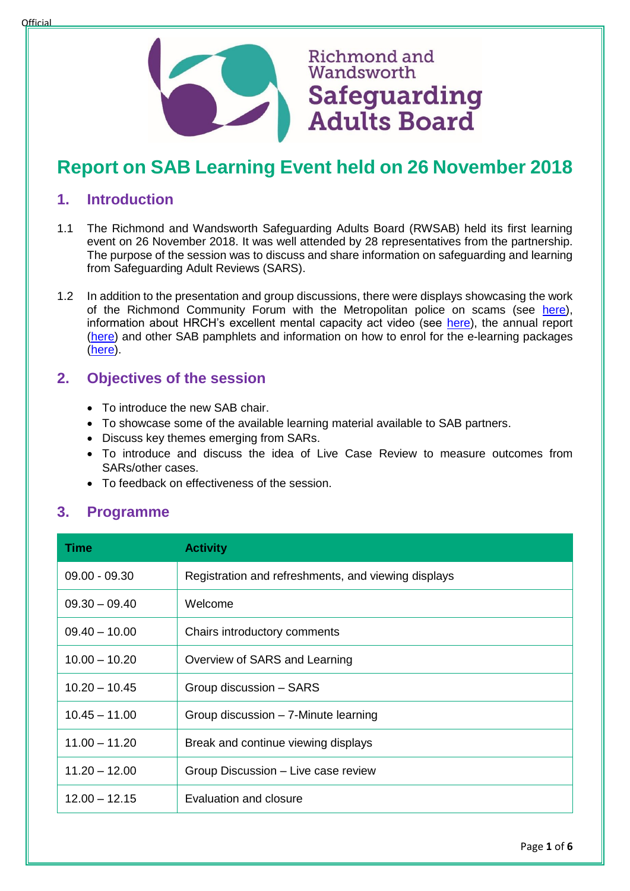Richmond and Wandsworth Safeguarding Adults Board

# Report on SAB Learning Event held on 26 November 2018

## 1. Introduction

1.1 The Richmond and Wandsworth Safeguarding Adults Board (RWSAB) held its first learning event on 26 November 2018. It was well attended by 28 representatives from the partnership. The purpose of the session was to discuss and share information on safeguarding and learning from Safeguarding Adult Reviews (SARS).

1.2 In addition to the presentation and group discussions, there were displays showcasing the work of the Richmond Community Forum with the Metropolitan police on scams (see here), information about HRCH's excellent mental capacity act video (see here), the annual report (here) and other SAB pamphlets and information on how to enrol for the e-learning packages (here).

## 2. Objectives of the session

- To introduce the new SAB chair.
- To showcase some of the available learning material available to SAB partners.
- Discuss key themes emerging from SARs.
- To introduce and discuss the idea of Live Case Review to measure outcomes from SARs/other cases.
- To feedback on effectiveness of the session.

## 3. Programme

| Time | Activity |
|---|---|
| 09.00 - 09.30 | Registration and refreshments, and viewing displays |
| 09.30 – 09.40 | Welcome |
| 09.40 – 10.00 | Chairs introductory comments |
| 10.00 – 10.20 | Overview of SARS and Learning |
| 10.20 – 10.45 | Group discussion – SARS |
| 10.45 – 11.00 | Group discussion – 7-Minute learning |
| 11.00 – 11.20 | Break and continue viewing displays |
| 11.20 – 12.00 | Group Discussion – Live case review |
| 12.00 – 12.15 | Evaluation and closure |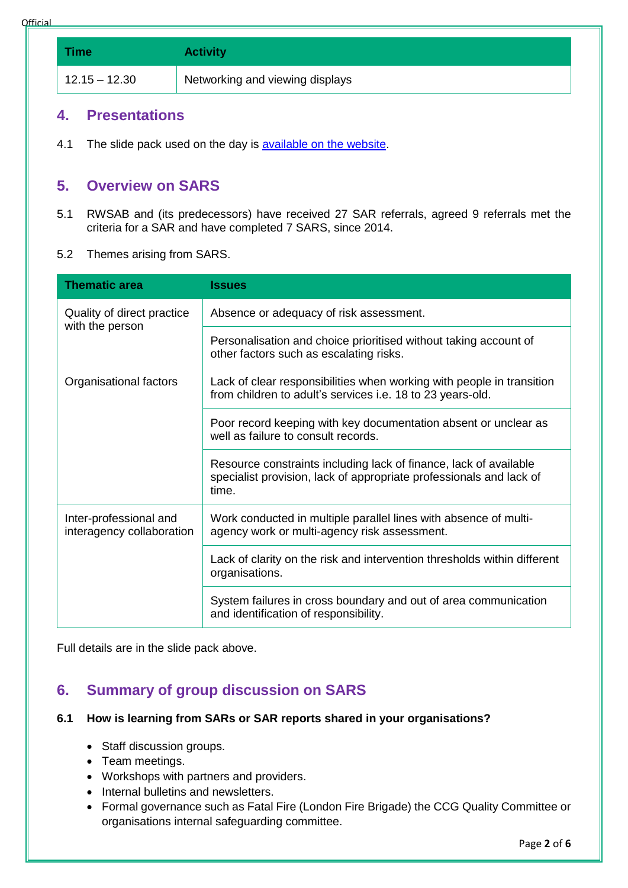| Time | Activity |
|---|---|
| 12.15 – 12.30 | Networking and viewing displays |

## 4. Presentations

4.1 The slide pack used on the day is [available on the website](#).

## 5. Overview on SARS

5.1 RWSAB and (its predecessors) have received 27 SAR referrals, agreed 9 referrals met the criteria for a SAR and have completed 7 SARS, since 2014.

5.2 Themes arising from SARS.

| Thematic area | Issues |
|---|---|
| Quality of direct practice with the person | Absence or adequacy of risk assessment. |
| | Personalisation and choice prioritised without taking account of other factors such as escalating risks. |
| Organisational factors | Lack of clear responsibilities when working with people in transition from children to adult's services i.e. 18 to 23 years-old. |
| | Poor record keeping with key documentation absent or unclear as well as failure to consult records. |
| | Resource constraints including lack of finance, lack of available specialist provision, lack of appropriate professionals and lack of time. |
| Inter-professional and interagency collaboration | Work conducted in multiple parallel lines with absence of multi-agency work or multi-agency risk assessment. |
| | Lack of clarity on the risk and intervention thresholds within different organisations. |
| | System failures in cross boundary and out of area communication and identification of responsibility. |

Full details are in the slide pack above.

## 6. Summary of group discussion on SARS

### 6.1 How is learning from SARs or SAR reports shared in your organisations?

- Staff discussion groups.
- Team meetings.
- Workshops with partners and providers.
- Internal bulletins and newsletters.
- Formal governance such as Fatal Fire (London Fire Brigade) the CCG Quality Committee or organisations internal safeguarding committee.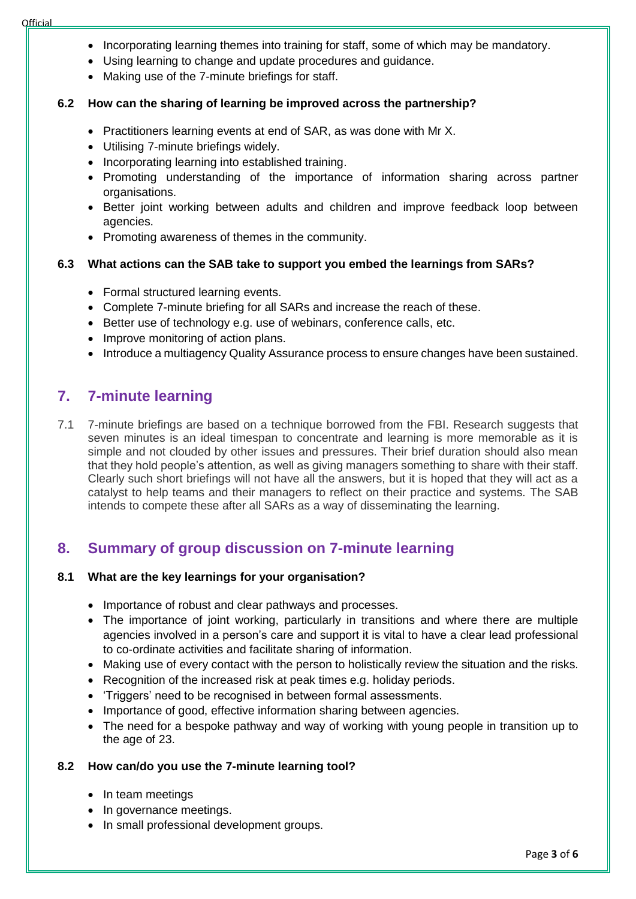- Incorporating learning themes into training for staff, some of which may be mandatory.
- Using learning to change and update procedures and guidance.
- Making use of the 7-minute briefings for staff.

**6.2 How can the sharing of learning be improved across the partnership?**

- Practitioners learning events at end of SAR, as was done with Mr X.
- Utilising 7-minute briefings widely.
- Incorporating learning into established training.
- Promoting understanding of the importance of information sharing across partner organisations.
- Better joint working between adults and children and improve feedback loop between agencies.
- Promoting awareness of themes in the community.

**6.3 What actions can the SAB take to support you embed the learnings from SARs?**

- Formal structured learning events.
- Complete 7-minute briefing for all SARs and increase the reach of these.
- Better use of technology e.g. use of webinars, conference calls, etc.
- Improve monitoring of action plans.
- Introduce a multiagency Quality Assurance process to ensure changes have been sustained.

## 7. 7-minute learning

7.1 7-minute briefings are based on a technique borrowed from the FBI. Research suggests that seven minutes is an ideal timespan to concentrate and learning is more memorable as it is simple and not clouded by other issues and pressures. Their brief duration should also mean that they hold people's attention, as well as giving managers something to share with their staff. Clearly such short briefings will not have all the answers, but it is hoped that they will act as a catalyst to help teams and their managers to reflect on their practice and systems. The SAB intends to compete these after all SARs as a way of disseminating the learning.

## 8. Summary of group discussion on 7-minute learning

**8.1 What are the key learnings for your organisation?**

- Importance of robust and clear pathways and processes.
- The importance of joint working, particularly in transitions and where there are multiple agencies involved in a person's care and support it is vital to have a clear lead professional to co-ordinate activities and facilitate sharing of information.
- Making use of every contact with the person to holistically review the situation and the risks.
- Recognition of the increased risk at peak times e.g. holiday periods.
- 'Triggers' need to be recognised in between formal assessments.
- Importance of good, effective information sharing between agencies.
- The need for a bespoke pathway and way of working with young people in transition up to the age of 23.

**8.2 How can/do you use the 7-minute learning tool?**

- In team meetings
- In governance meetings.
- In small professional development groups.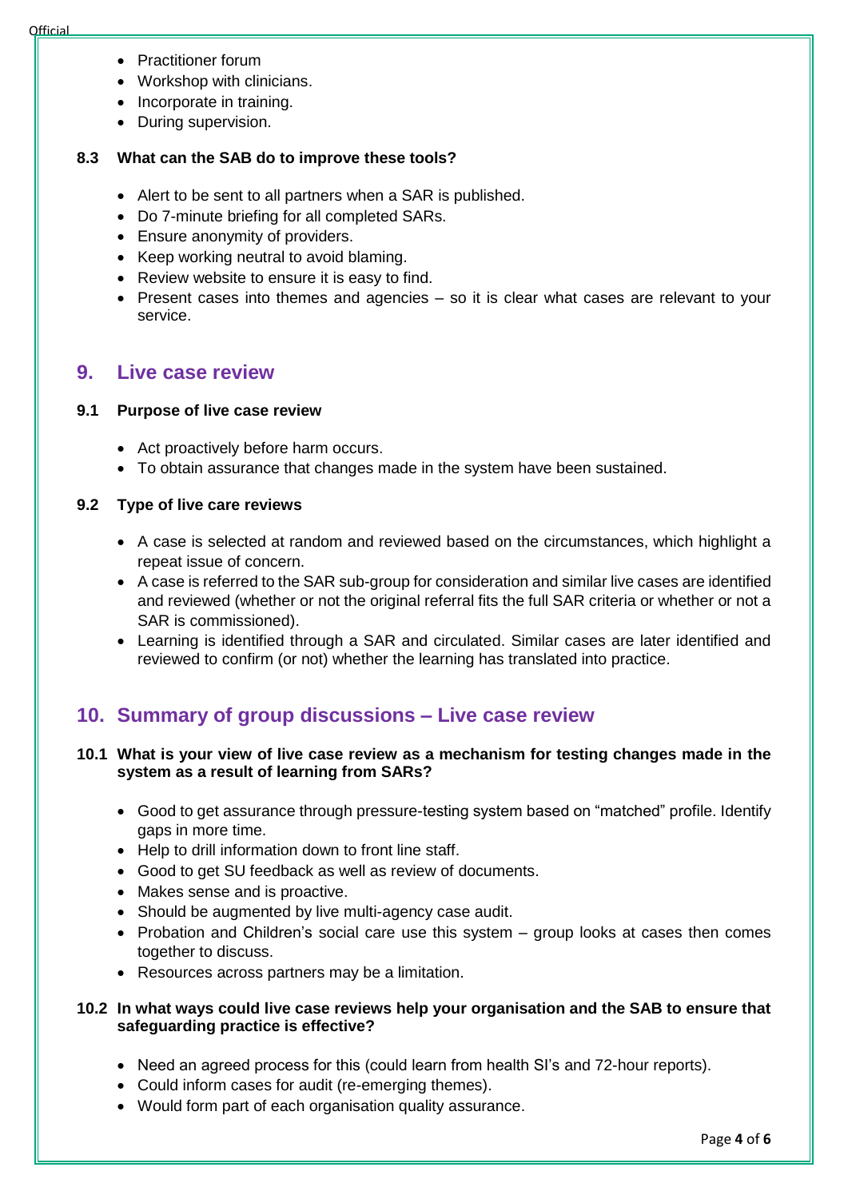- Practitioner forum
- Workshop with clinicians.
- Incorporate in training.
- During supervision.

**8.3 What can the SAB do to improve these tools?**

- Alert to be sent to all partners when a SAR is published.
- Do 7-minute briefing for all completed SARs.
- Ensure anonymity of providers.
- Keep working neutral to avoid blaming.
- Review website to ensure it is easy to find.
- Present cases into themes and agencies – so it is clear what cases are relevant to your service.

## 9. Live case review

**9.1 Purpose of live case review**

- Act proactively before harm occurs.
- To obtain assurance that changes made in the system have been sustained.

**9.2 Type of live care reviews**

- A case is selected at random and reviewed based on the circumstances, which highlight a repeat issue of concern.
- A case is referred to the SAR sub-group for consideration and similar live cases are identified and reviewed (whether or not the original referral fits the full SAR criteria or whether or not a SAR is commissioned).
- Learning is identified through a SAR and circulated. Similar cases are later identified and reviewed to confirm (or not) whether the learning has translated into practice.

## 10. Summary of group discussions – Live case review

**10.1 What is your view of live case review as a mechanism for testing changes made in the system as a result of learning from SARs?**

- Good to get assurance through pressure-testing system based on "matched" profile. Identify gaps in more time.
- Help to drill information down to front line staff.
- Good to get SU feedback as well as review of documents.
- Makes sense and is proactive.
- Should be augmented by live multi-agency case audit.
- Probation and Children's social care use this system – group looks at cases then comes together to discuss.
- Resources across partners may be a limitation.

**10.2 In what ways could live case reviews help your organisation and the SAB to ensure that safeguarding practice is effective?**

- Need an agreed process for this (could learn from health SI's and 72-hour reports).
- Could inform cases for audit (re-emerging themes).
- Would form part of each organisation quality assurance.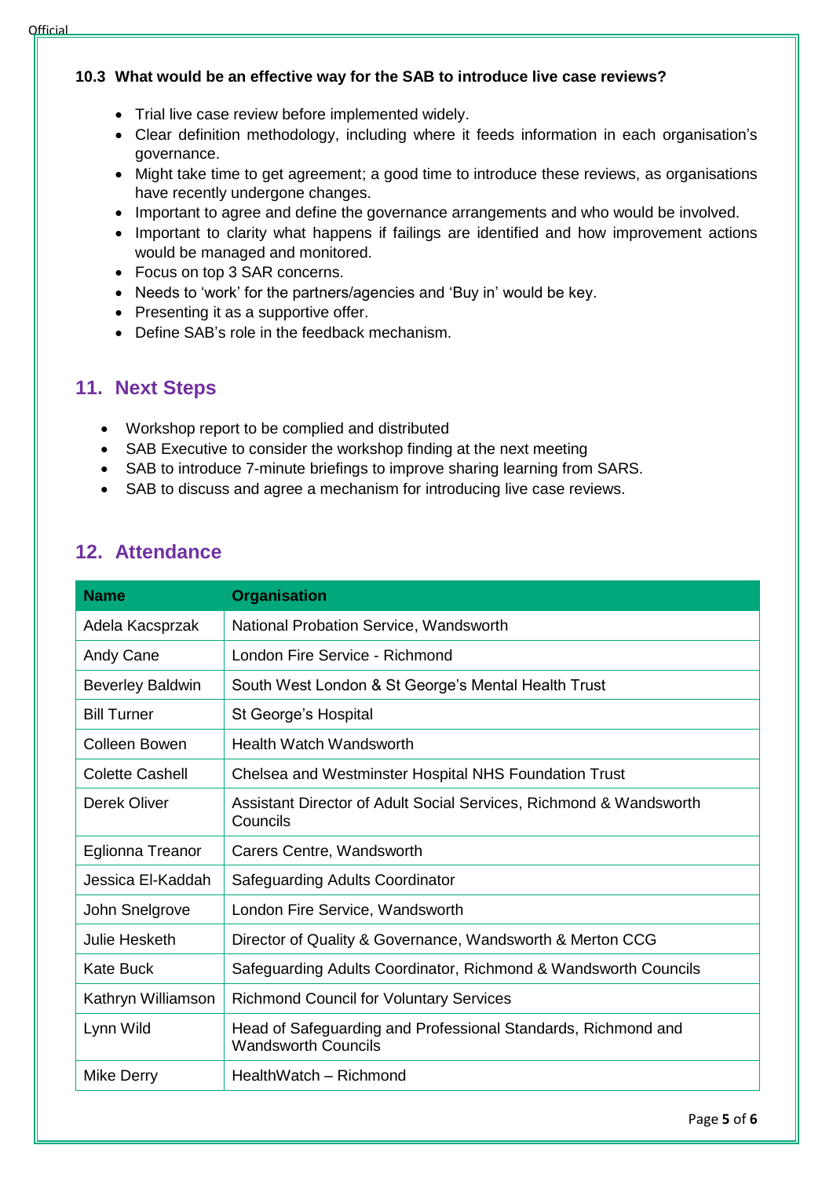**10.3 What would be an effective way for the SAB to introduce live case reviews?**

- Trial live case review before implemented widely.
- Clear definition methodology, including where it feeds information in each organisation's governance.
- Might take time to get agreement; a good time to introduce these reviews, as organisations have recently undergone changes.
- Important to agree and define the governance arrangements and who would be involved.
- Important to clarity what happens if failings are identified and how improvement actions would be managed and monitored.
- Focus on top 3 SAR concerns.
- Needs to 'work' for the partners/agencies and 'Buy in' would be key.
- Presenting it as a supportive offer.
- Define SAB's role in the feedback mechanism.

## 11. Next Steps

- Workshop report to be complied and distributed
- SAB Executive to consider the workshop finding at the next meeting
- SAB to introduce 7-minute briefings to improve sharing learning from SARS.
- SAB to discuss and agree a mechanism for introducing live case reviews.

## 12. Attendance

| Name | Organisation |
|---|---|
| Adela Kacsprzak | National Probation Service, Wandsworth |
| Andy Cane | London Fire Service - Richmond |
| Beverley Baldwin | South West London & St George's Mental Health Trust |
| Bill Turner | St George's Hospital |
| Colleen Bowen | Health Watch Wandsworth |
| Colette Cashell | Chelsea and Westminster Hospital NHS Foundation Trust |
| Derek Oliver | Assistant Director of Adult Social Services, Richmond & Wandsworth Councils |
| Eglionna Treanor | Carers Centre, Wandsworth |
| Jessica El-Kaddah | Safeguarding Adults Coordinator |
| John Snelgrove | London Fire Service, Wandsworth |
| Julie Hesketh | Director of Quality & Governance, Wandsworth & Merton CCG |
| Kate Buck | Safeguarding Adults Coordinator, Richmond & Wandsworth Councils |
| Kathryn Williamson | Richmond Council for Voluntary Services |
| Lynn Wild | Head of Safeguarding and Professional Standards, Richmond and Wandsworth Councils |
| Mike Derry | HealthWatch – Richmond |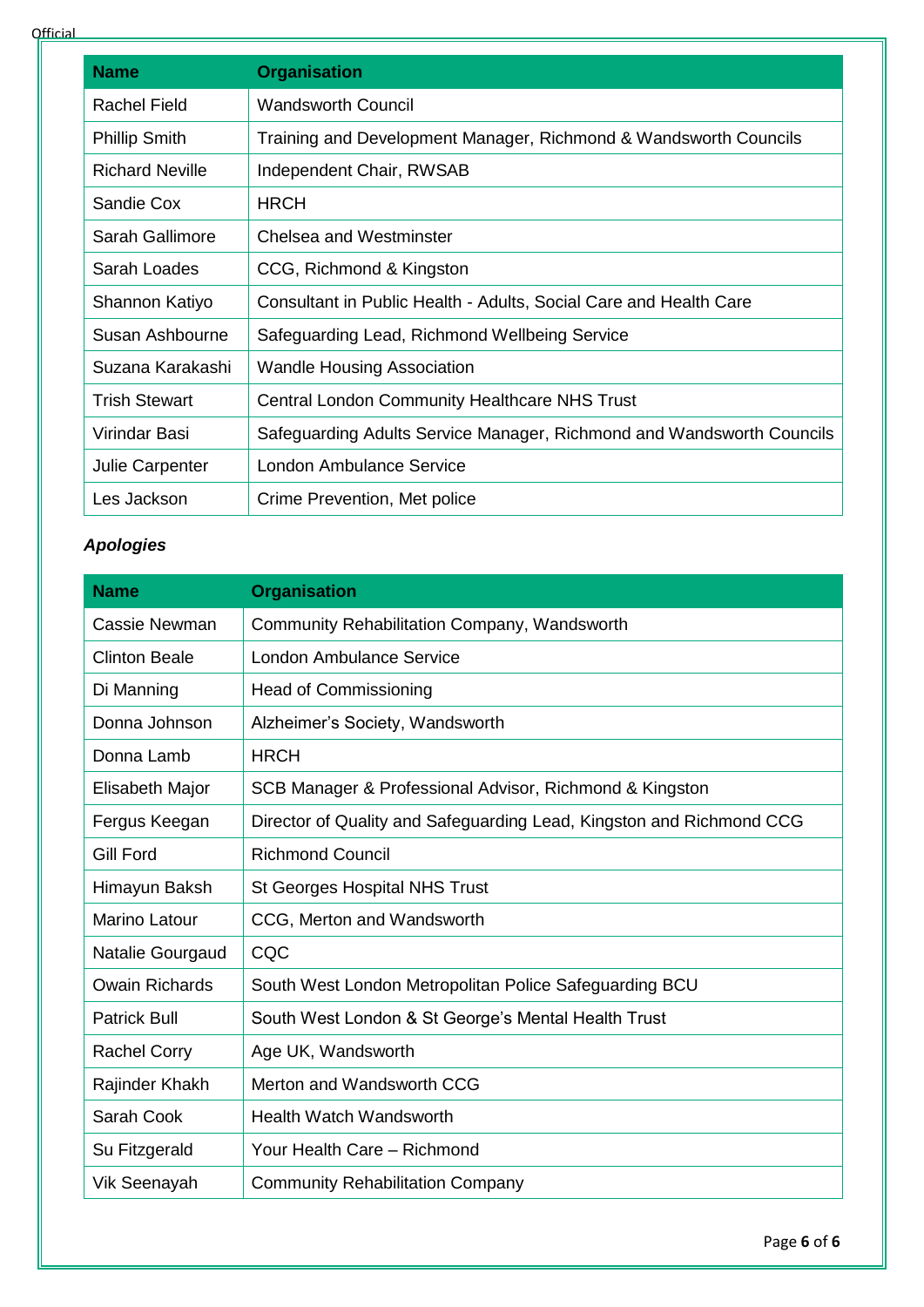| Name | Organisation |
|---|---|
| Rachel Field | Wandsworth Council |
| Phillip Smith | Training and Development Manager, Richmond & Wandsworth Councils |
| Richard Neville | Independent Chair, RWSAB |
| Sandie Cox | HRCH |
| Sarah Gallimore | Chelsea and Westminster |
| Sarah Loades | CCG, Richmond & Kingston |
| Shannon Katiyo | Consultant in Public Health - Adults, Social Care and Health Care |
| Susan Ashbourne | Safeguarding Lead, Richmond Wellbeing Service |
| Suzana Karakashi | Wandle Housing Association |
| Trish Stewart | Central London Community Healthcare NHS Trust |
| Virindar Basi | Safeguarding Adults Service Manager, Richmond and Wandsworth Councils |
| Julie Carpenter | London Ambulance Service |
| Les Jackson | Crime Prevention, Met police |

***Apologies***

| Name | Organisation |
|---|---|
| Cassie Newman | Community Rehabilitation Company, Wandsworth |
| Clinton Beale | London Ambulance Service |
| Di Manning | Head of Commissioning |
| Donna Johnson | Alzheimer's Society, Wandsworth |
| Donna Lamb | HRCH |
| Elisabeth Major | SCB Manager & Professional Advisor, Richmond & Kingston |
| Fergus Keegan | Director of Quality and Safeguarding Lead, Kingston and Richmond CCG |
| Gill Ford | Richmond Council |
| Himayun Baksh | St Georges Hospital NHS Trust |
| Marino Latour | CCG, Merton and Wandsworth |
| Natalie Gourgaud | CQC |
| Owain Richards | South West London Metropolitan Police Safeguarding BCU |
| Patrick Bull | South West London & St George's Mental Health Trust |
| Rachel Corry | Age UK, Wandsworth |
| Rajinder Khakh | Merton and Wandsworth CCG |
| Sarah Cook | Health Watch Wandsworth |
| Su Fitzgerald | Your Health Care – Richmond |
| Vik Seenayah | Community Rehabilitation Company |